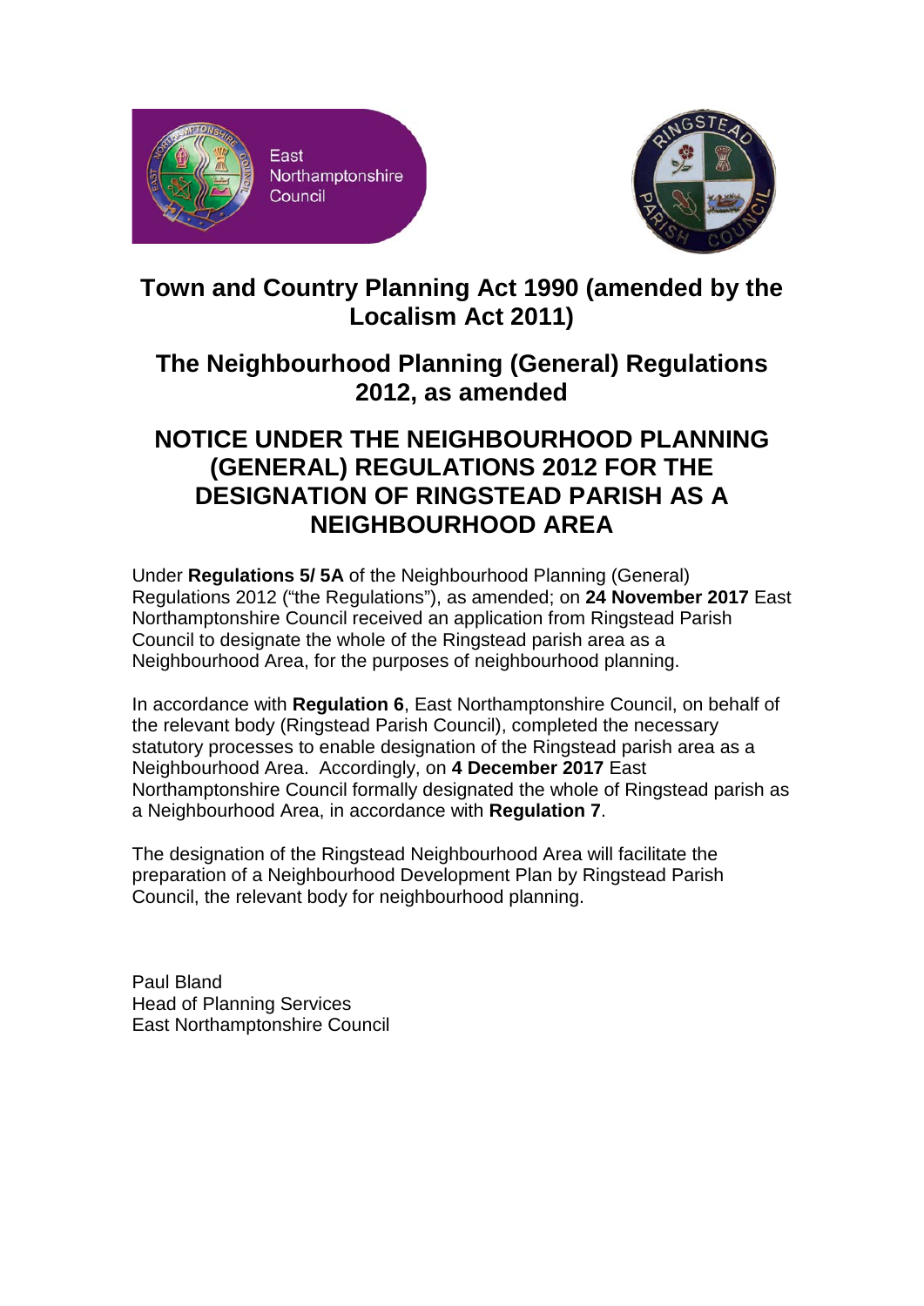# Town and Country Planning Act 1990 (amended by the Localism Act 2011)

## The Neighbourhood Planning (General) Regulations 2012, as amended

## NOTICE UNDER THE NEIGHBOURHOOD PLANNING (GENERAL) REGULATIONS 2012 FOR THE DESIGNATION OF RINGSTEAD PARISH AS A NEIGHBOURHOOD AREA

Under **Regulations 5/ 5A** of the Neighbourhood Planning (General) Regulations 2012 ("the Regulations"), as amended; on **24 November 2017** East Northamptonshire Council received an application from Ringstead Parish Council to designate the whole of the Ringstead parish area as a Neighbourhood Area, for the purposes of neighbourhood planning.

In accordance with **Regulation 6**, East Northamptonshire Council, on behalf of the relevant body (Ringstead Parish Council), completed the necessary statutory processes to enable designation of the Ringstead parish area as a Neighbourhood Area. Accordingly, on **4 December 2017** East Northamptonshire Council formally designated the whole of Ringstead parish as a Neighbourhood Area, in accordance with **Regulation 7**.

The designation of the Ringstead Neighbourhood Area will facilitate the preparation of a Neighbourhood Development Plan by Ringstead Parish Council, the relevant body for neighbourhood planning.

Paul Bland
Head of Planning Services
East Northamptonshire Council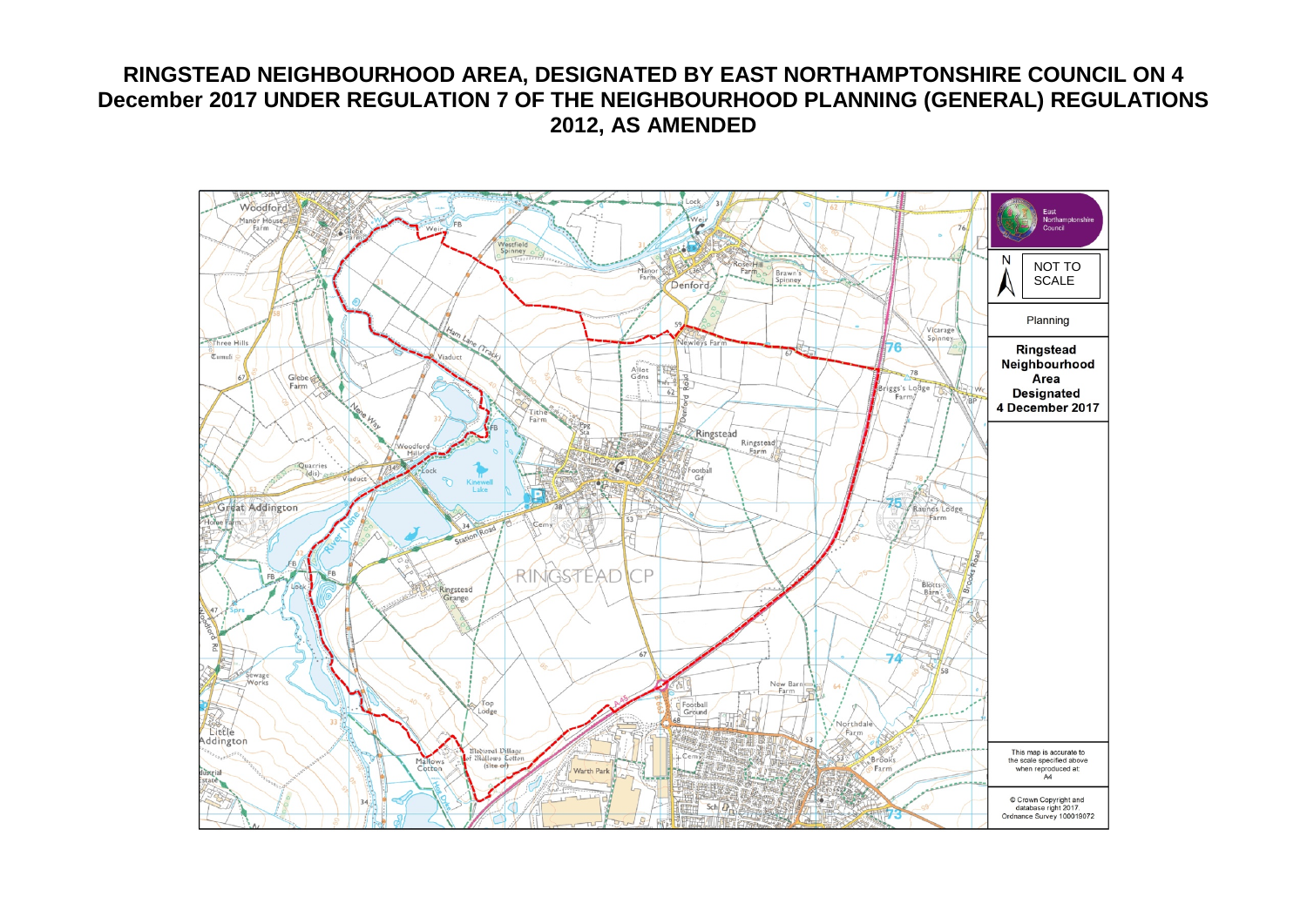# RINGSTEAD NEIGHBOURHOOD AREA, DESIGNATED BY EAST NORTHAMPTONSHIRE COUNCIL ON 4 December 2017 UNDER REGULATION 7 OF THE NEIGHBOURHOOD PLANNING (GENERAL) REGULATIONS 2012, AS AMENDED

East Northamptonshire Council

N

NOT TO SCALE

Planning

**Ringstead Neighbourhood Area Designated 4 December 2017**

This map is accurate to the scale specified above when reproduced at: A4

© Crown Copyright and database right 2017. Ordnance Survey 100019072